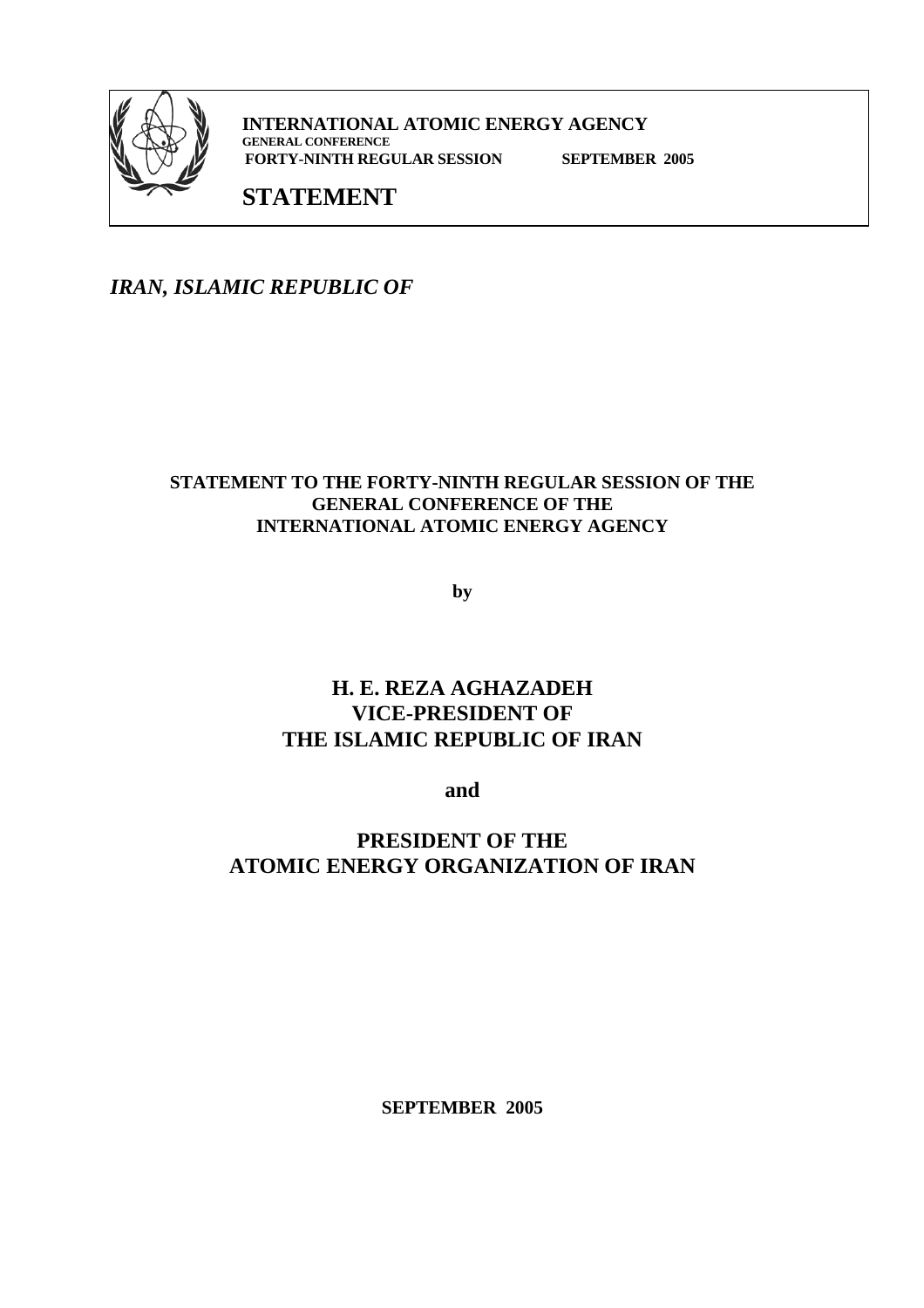**INTERNATIONAL ATOMIC ENERGY AGENCY**
**GENERAL CONFERENCE**
**FORTY-NINTH REGULAR SESSION SEPTEMBER 2005**

# STATEMENT

***IRAN, ISLAMIC REPUBLIC OF***

**STATEMENT TO THE FORTY-NINTH REGULAR SESSION OF THE GENERAL CONFERENCE OF THE INTERNATIONAL ATOMIC ENERGY AGENCY**

**by**

## H. E. REZA AGHAZADEH
## VICE-PRESIDENT OF
## THE ISLAMIC REPUBLIC OF IRAN

**and**

## PRESIDENT OF THE
## ATOMIC ENERGY ORGANIZATION OF IRAN

**SEPTEMBER 2005**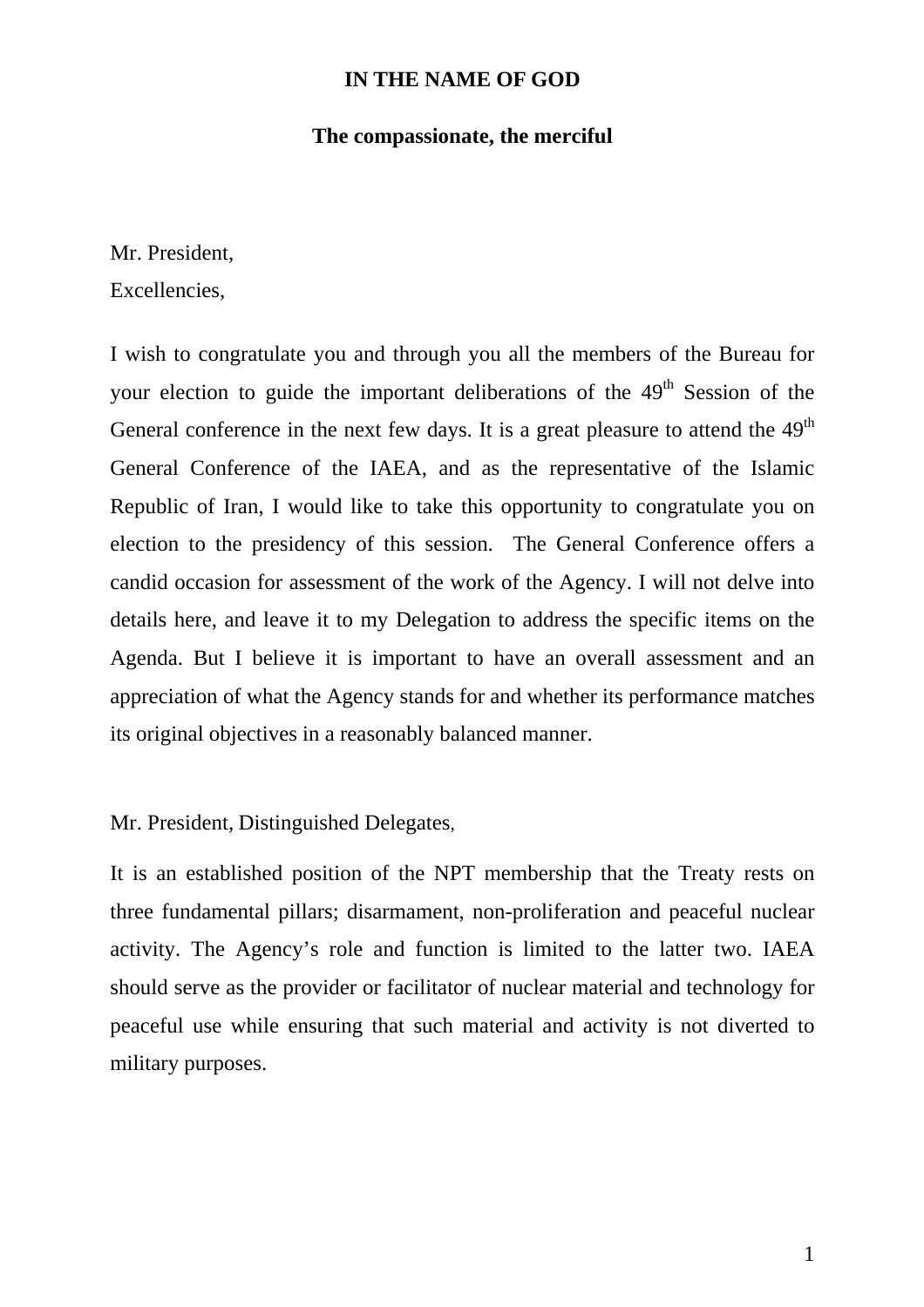**IN THE NAME OF GOD**

**The compassionate, the merciful**

Mr. President,
Excellencies,

I wish to congratulate you and through you all the members of the Bureau for your election to guide the important deliberations of the 49th Session of the General conference in the next few days. It is a great pleasure to attend the 49th General Conference of the IAEA, and as the representative of the Islamic Republic of Iran, I would like to take this opportunity to congratulate you on election to the presidency of this session. The General Conference offers a candid occasion for assessment of the work of the Agency. I will not delve into details here, and leave it to my Delegation to address the specific items on the Agenda. But I believe it is important to have an overall assessment and an appreciation of what the Agency stands for and whether its performance matches its original objectives in a reasonably balanced manner.

Mr. President, Distinguished Delegates,

It is an established position of the NPT membership that the Treaty rests on three fundamental pillars; disarmament, non-proliferation and peaceful nuclear activity. The Agency's role and function is limited to the latter two. IAEA should serve as the provider or facilitator of nuclear material and technology for peaceful use while ensuring that such material and activity is not diverted to military purposes.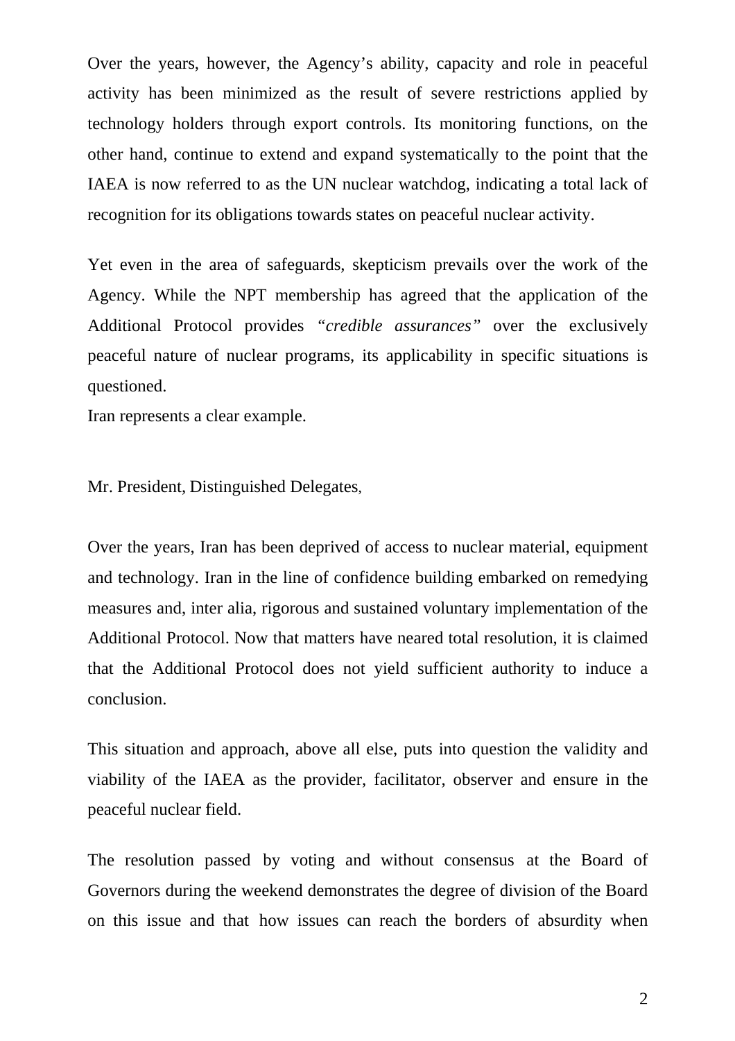Over the years, however, the Agency's ability, capacity and role in peaceful activity has been minimized as the result of severe restrictions applied by technology holders through export controls. Its monitoring functions, on the other hand, continue to extend and expand systematically to the point that the IAEA is now referred to as the UN nuclear watchdog, indicating a total lack of recognition for its obligations towards states on peaceful nuclear activity.

Yet even in the area of safeguards, skepticism prevails over the work of the Agency. While the NPT membership has agreed that the application of the Additional Protocol provides "*credible assurances*" over the exclusively peaceful nature of nuclear programs, its applicability in specific situations is questioned.
Iran represents a clear example.

Mr. President, Distinguished Delegates,

Over the years, Iran has been deprived of access to nuclear material, equipment and technology. Iran in the line of confidence building embarked on remedying measures and, inter alia, rigorous and sustained voluntary implementation of the Additional Protocol. Now that matters have neared total resolution, it is claimed that the Additional Protocol does not yield sufficient authority to induce a conclusion.

This situation and approach, above all else, puts into question the validity and viability of the IAEA as the provider, facilitator, observer and ensure in the peaceful nuclear field.

The resolution passed by voting and without consensus at the Board of Governors during the weekend demonstrates the degree of division of the Board on this issue and that how issues can reach the borders of absurdity when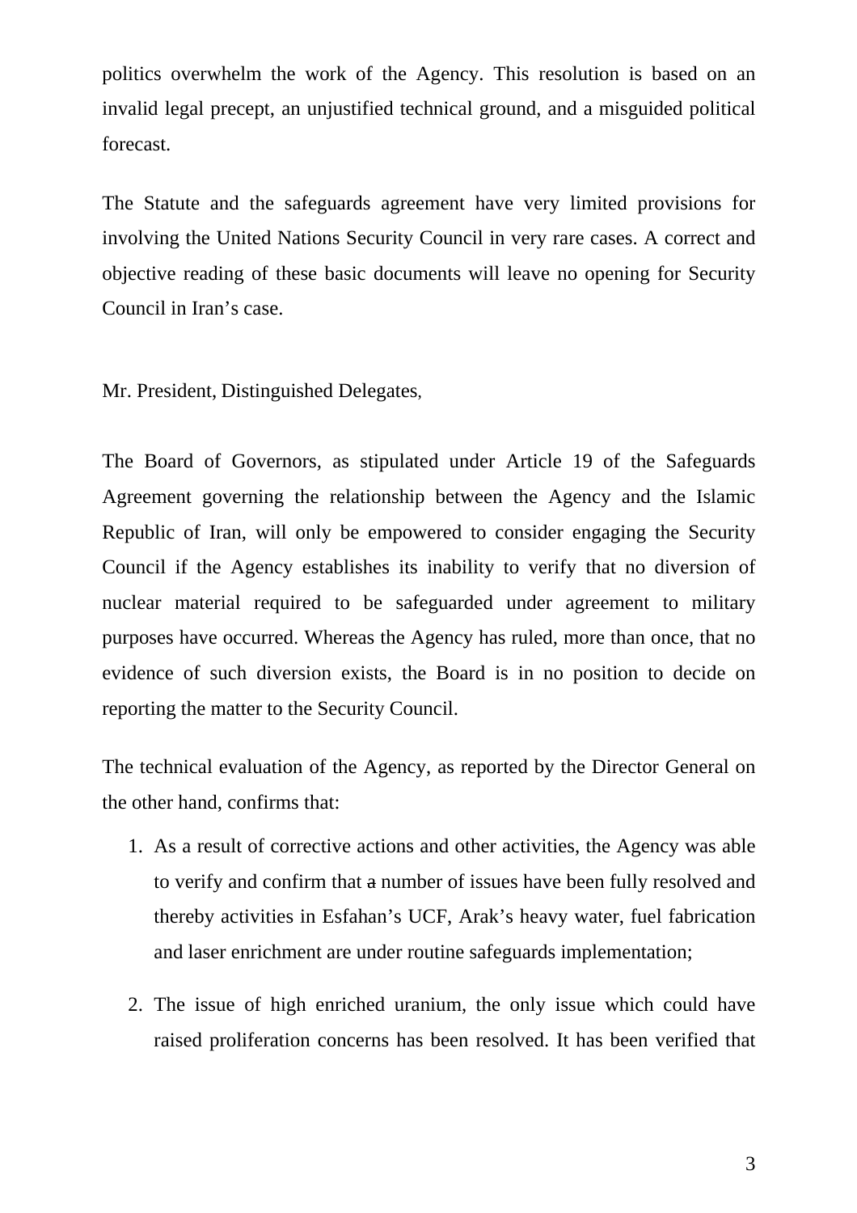politics overwhelm the work of the Agency. This resolution is based on an invalid legal precept, an unjustified technical ground, and a misguided political forecast.

The Statute and the safeguards agreement have very limited provisions for involving the United Nations Security Council in very rare cases. A correct and objective reading of these basic documents will leave no opening for Security Council in Iran's case.

Mr. President, Distinguished Delegates,

The Board of Governors, as stipulated under Article 19 of the Safeguards Agreement governing the relationship between the Agency and the Islamic Republic of Iran, will only be empowered to consider engaging the Security Council if the Agency establishes its inability to verify that no diversion of nuclear material required to be safeguarded under agreement to military purposes have occurred. Whereas the Agency has ruled, more than once, that no evidence of such diversion exists, the Board is in no position to decide on reporting the matter to the Security Council.

The technical evaluation of the Agency, as reported by the Director General on the other hand, confirms that:

1. As a result of corrective actions and other activities, the Agency was able to verify and confirm that ~~a~~ number of issues have been fully resolved and thereby activities in Esfahan's UCF, Arak's heavy water, fuel fabrication and laser enrichment are under routine safeguards implementation;

2. The issue of high enriched uranium, the only issue which could have raised proliferation concerns has been resolved. It has been verified that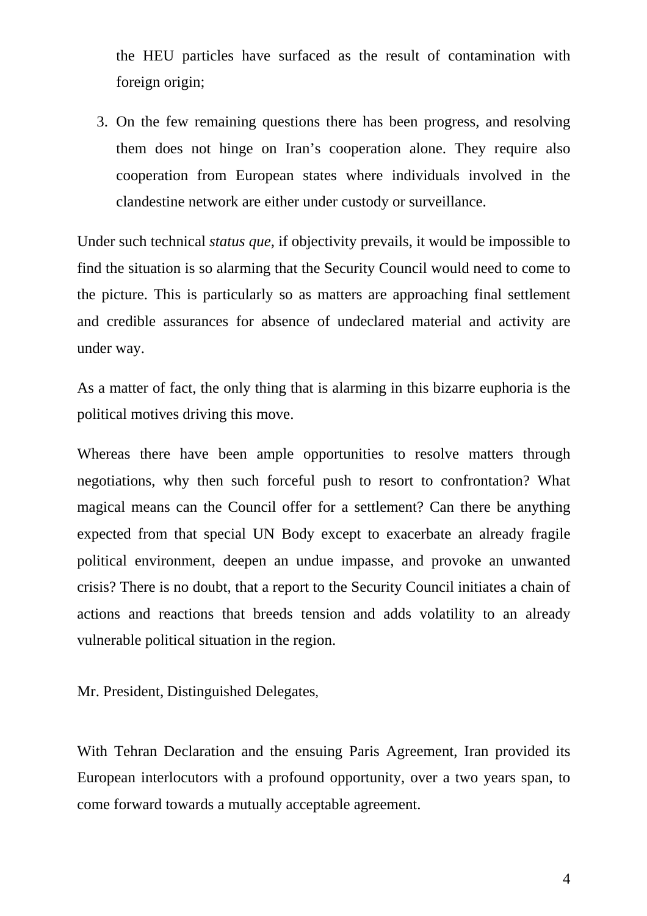the HEU particles have surfaced as the result of contamination with foreign origin;

3. On the few remaining questions there has been progress, and resolving them does not hinge on Iran's cooperation alone. They require also cooperation from European states where individuals involved in the clandestine network are either under custody or surveillance.

Under such technical *status que*, if objectivity prevails, it would be impossible to find the situation is so alarming that the Security Council would need to come to the picture. This is particularly so as matters are approaching final settlement and credible assurances for absence of undeclared material and activity are under way.

As a matter of fact, the only thing that is alarming in this bizarre euphoria is the political motives driving this move.

Whereas there have been ample opportunities to resolve matters through negotiations, why then such forceful push to resort to confrontation? What magical means can the Council offer for a settlement? Can there be anything expected from that special UN Body except to exacerbate an already fragile political environment, deepen an undue impasse, and provoke an unwanted crisis? There is no doubt, that a report to the Security Council initiates a chain of actions and reactions that breeds tension and adds volatility to an already vulnerable political situation in the region.

Mr. President, Distinguished Delegates,

With Tehran Declaration and the ensuing Paris Agreement, Iran provided its European interlocutors with a profound opportunity, over a two years span, to come forward towards a mutually acceptable agreement.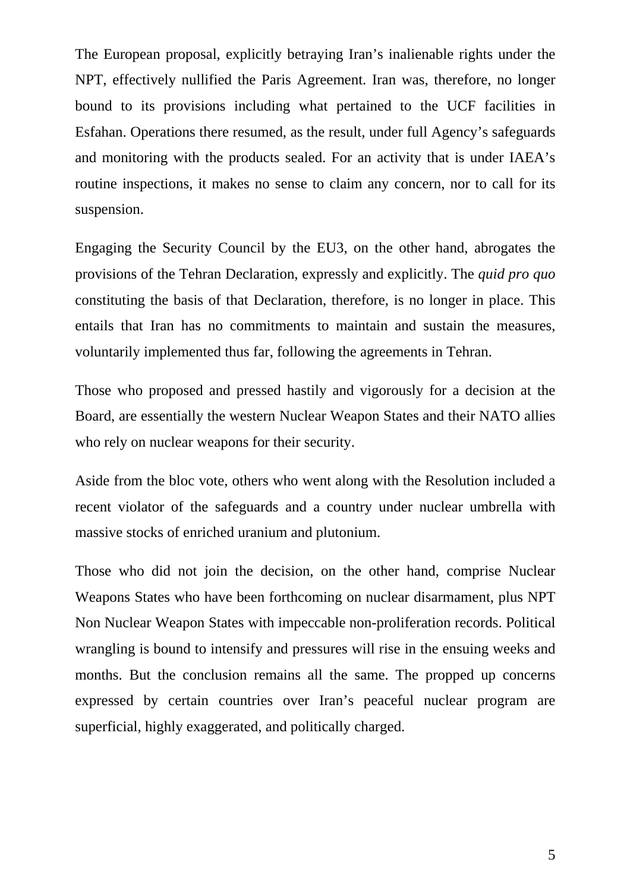The European proposal, explicitly betraying Iran's inalienable rights under the NPT, effectively nullified the Paris Agreement. Iran was, therefore, no longer bound to its provisions including what pertained to the UCF facilities in Esfahan. Operations there resumed, as the result, under full Agency's safeguards and monitoring with the products sealed. For an activity that is under IAEA's routine inspections, it makes no sense to claim any concern, nor to call for its suspension.

Engaging the Security Council by the EU3, on the other hand, abrogates the provisions of the Tehran Declaration, expressly and explicitly. The *quid pro quo* constituting the basis of that Declaration, therefore, is no longer in place. This entails that Iran has no commitments to maintain and sustain the measures, voluntarily implemented thus far, following the agreements in Tehran.

Those who proposed and pressed hastily and vigorously for a decision at the Board, are essentially the western Nuclear Weapon States and their NATO allies who rely on nuclear weapons for their security.

Aside from the bloc vote, others who went along with the Resolution included a recent violator of the safeguards and a country under nuclear umbrella with massive stocks of enriched uranium and plutonium.

Those who did not join the decision, on the other hand, comprise Nuclear Weapons States who have been forthcoming on nuclear disarmament, plus NPT Non Nuclear Weapon States with impeccable non-proliferation records. Political wrangling is bound to intensify and pressures will rise in the ensuing weeks and months. But the conclusion remains all the same. The propped up concerns expressed by certain countries over Iran's peaceful nuclear program are superficial, highly exaggerated, and politically charged.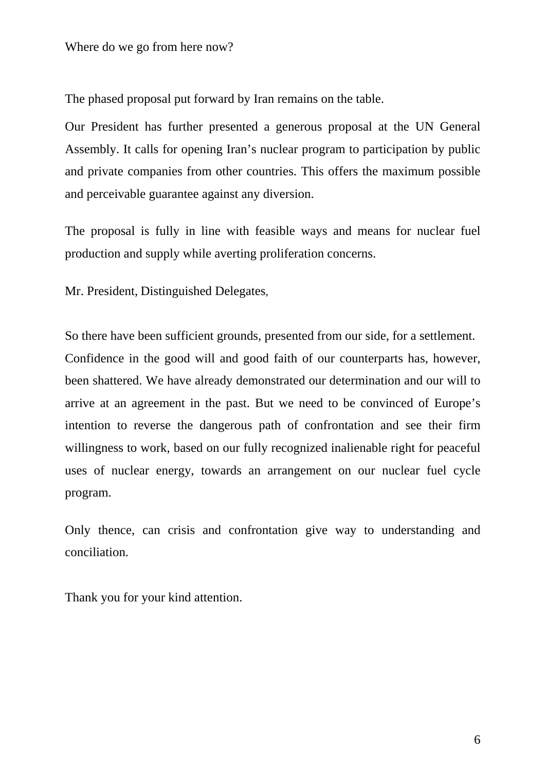Where do we go from here now?

The phased proposal put forward by Iran remains on the table.

Our President has further presented a generous proposal at the UN General Assembly. It calls for opening Iran's nuclear program to participation by public and private companies from other countries. This offers the maximum possible and perceivable guarantee against any diversion.

The proposal is fully in line with feasible ways and means for nuclear fuel production and supply while averting proliferation concerns.

Mr. President, Distinguished Delegates,

So there have been sufficient grounds, presented from our side, for a settlement. Confidence in the good will and good faith of our counterparts has, however, been shattered. We have already demonstrated our determination and our will to arrive at an agreement in the past. But we need to be convinced of Europe's intention to reverse the dangerous path of confrontation and see their firm willingness to work, based on our fully recognized inalienable right for peaceful uses of nuclear energy, towards an arrangement on our nuclear fuel cycle program.

Only thence, can crisis and confrontation give way to understanding and conciliation.

Thank you for your kind attention.